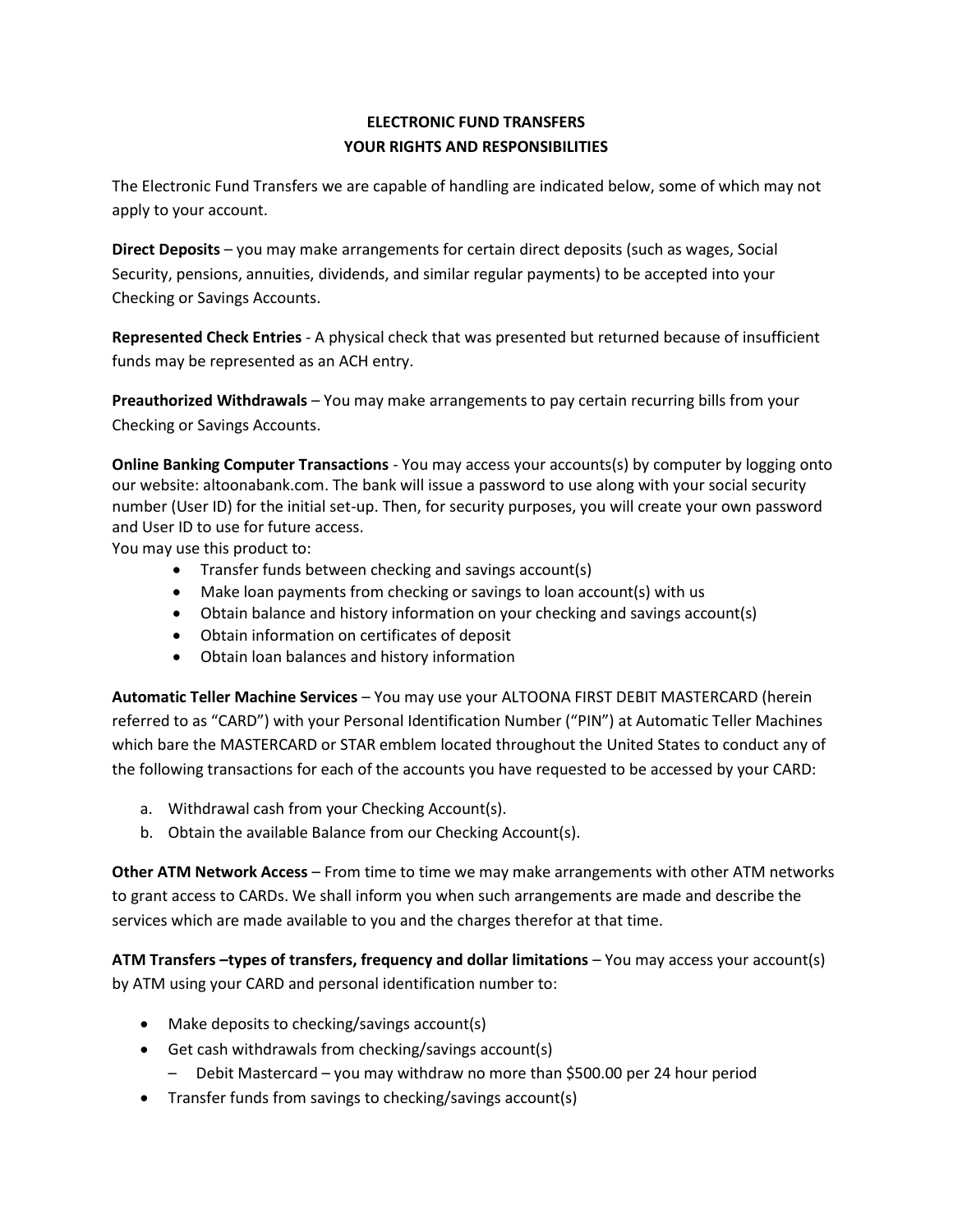# ELECTRONIC FUND TRANSFERS
## YOUR RIGHTS AND RESPONSIBILITIES

The Electronic Fund Transfers we are capable of handling are indicated below, some of which may not apply to your account.

**Direct Deposits** – you may make arrangements for certain direct deposits (such as wages, Social Security, pensions, annuities, dividends, and similar regular payments) to be accepted into your Checking or Savings Accounts.

**Represented Check Entries** - A physical check that was presented but returned because of insufficient funds may be represented as an ACH entry.

**Preauthorized Withdrawals** – You may make arrangements to pay certain recurring bills from your Checking or Savings Accounts.

**Online Banking Computer Transactions** - You may access your accounts(s) by computer by logging onto our website: altoonabank.com. The bank will issue a password to use along with your social security number (User ID) for the initial set-up. Then, for security purposes, you will create your own password and User ID to use for future access.

You may use this product to:

- Transfer funds between checking and savings account(s)
- Make loan payments from checking or savings to loan account(s) with us
- Obtain balance and history information on your checking and savings account(s)
- Obtain information on certificates of deposit
- Obtain loan balances and history information

**Automatic Teller Machine Services** – You may use your ALTOONA FIRST DEBIT MASTERCARD (herein referred to as "CARD") with your Personal Identification Number ("PIN") at Automatic Teller Machines which bare the MASTERCARD or STAR emblem located throughout the United States to conduct any of the following transactions for each of the accounts you have requested to be accessed by your CARD:

a. Withdrawal cash from your Checking Account(s).
b. Obtain the available Balance from our Checking Account(s).

**Other ATM Network Access** – From time to time we may make arrangements with other ATM networks to grant access to CARDs. We shall inform you when such arrangements are made and describe the services which are made available to you and the charges therefor at that time.

**ATM Transfers –types of transfers, frequency and dollar limitations** – You may access your account(s) by ATM using your CARD and personal identification number to:

- Make deposits to checking/savings account(s)
- Get cash withdrawals from checking/savings account(s)
  - Debit Mastercard – you may withdraw no more than $500.00 per 24 hour period
- Transfer funds from savings to checking/savings account(s)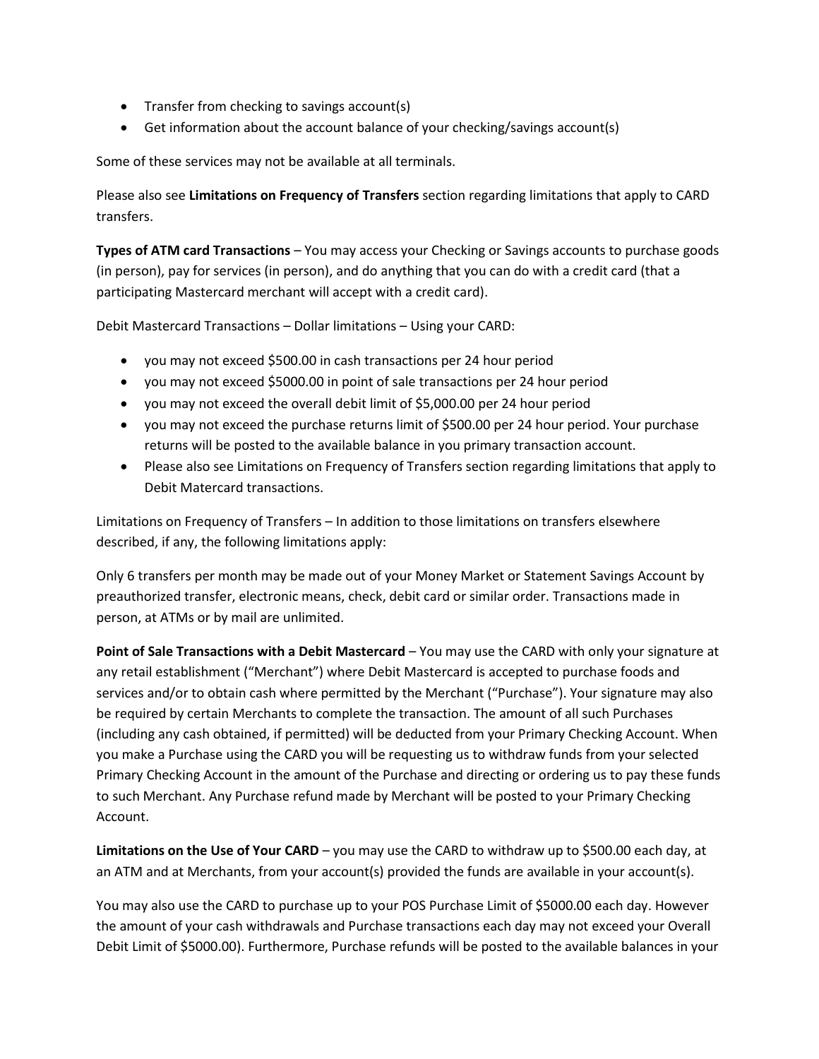- Transfer from checking to savings account(s)
- Get information about the account balance of your checking/savings account(s)

Some of these services may not be available at all terminals.

Please also see **Limitations on Frequency of Transfers** section regarding limitations that apply to CARD transfers.

**Types of ATM card Transactions** – You may access your Checking or Savings accounts to purchase goods (in person), pay for services (in person), and do anything that you can do with a credit card (that a participating Mastercard merchant will accept with a credit card).

Debit Mastercard Transactions – Dollar limitations – Using your CARD:

- you may not exceed $500.00 in cash transactions per 24 hour period
- you may not exceed $5000.00 in point of sale transactions per 24 hour period
- you may not exceed the overall debit limit of $5,000.00 per 24 hour period
- you may not exceed the purchase returns limit of $500.00 per 24 hour period. Your purchase returns will be posted to the available balance in you primary transaction account.
- Please also see Limitations on Frequency of Transfers section regarding limitations that apply to Debit Matercard transactions.

Limitations on Frequency of Transfers – In addition to those limitations on transfers elsewhere described, if any, the following limitations apply:

Only 6 transfers per month may be made out of your Money Market or Statement Savings Account by preauthorized transfer, electronic means, check, debit card or similar order. Transactions made in person, at ATMs or by mail are unlimited.

**Point of Sale Transactions with a Debit Mastercard** – You may use the CARD with only your signature at any retail establishment ("Merchant") where Debit Mastercard is accepted to purchase foods and services and/or to obtain cash where permitted by the Merchant ("Purchase"). Your signature may also be required by certain Merchants to complete the transaction. The amount of all such Purchases (including any cash obtained, if permitted) will be deducted from your Primary Checking Account. When you make a Purchase using the CARD you will be requesting us to withdraw funds from your selected Primary Checking Account in the amount of the Purchase and directing or ordering us to pay these funds to such Merchant. Any Purchase refund made by Merchant will be posted to your Primary Checking Account.

**Limitations on the Use of Your CARD** – you may use the CARD to withdraw up to $500.00 each day, at an ATM and at Merchants, from your account(s) provided the funds are available in your account(s).

You may also use the CARD to purchase up to your POS Purchase Limit of $5000.00 each day. However the amount of your cash withdrawals and Purchase transactions each day may not exceed your Overall Debit Limit of $5000.00). Furthermore, Purchase refunds will be posted to the available balances in your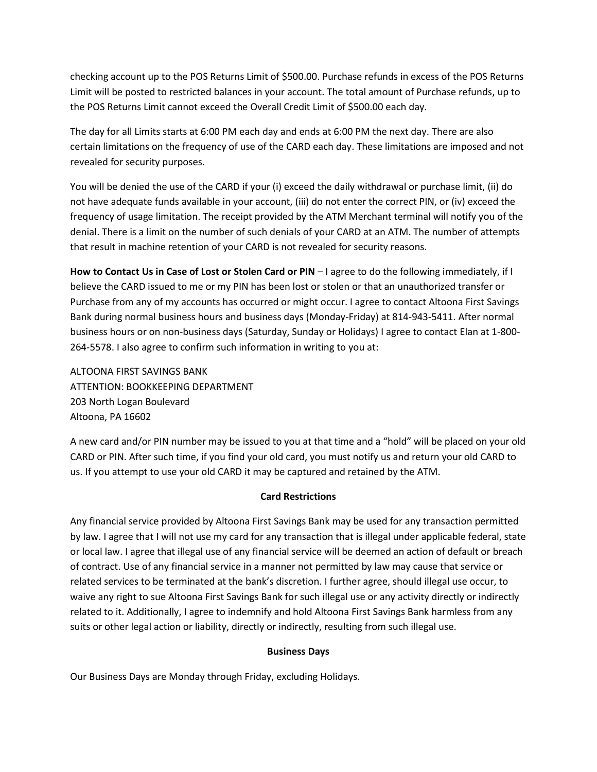checking account up to the POS Returns Limit of $500.00. Purchase refunds in excess of the POS Returns Limit will be posted to restricted balances in your account. The total amount of Purchase refunds, up to the POS Returns Limit cannot exceed the Overall Credit Limit of $500.00 each day.

The day for all Limits starts at 6:00 PM each day and ends at 6:00 PM the next day. There are also certain limitations on the frequency of use of the CARD each day. These limitations are imposed and not revealed for security purposes.

You will be denied the use of the CARD if your (i) exceed the daily withdrawal or purchase limit, (ii) do not have adequate funds available in your account, (iii) do not enter the correct PIN, or (iv) exceed the frequency of usage limitation. The receipt provided by the ATM Merchant terminal will notify you of the denial. There is a limit on the number of such denials of your CARD at an ATM. The number of attempts that result in machine retention of your CARD is not revealed for security reasons.

**How to Contact Us in Case of Lost or Stolen Card or PIN** – I agree to do the following immediately, if I believe the CARD issued to me or my PIN has been lost or stolen or that an unauthorized transfer or Purchase from any of my accounts has occurred or might occur. I agree to contact Altoona First Savings Bank during normal business hours and business days (Monday-Friday) at 814-943-5411. After normal business hours or on non-business days (Saturday, Sunday or Holidays) I agree to contact Elan at 1-800-264-5578. I also agree to confirm such information in writing to you at:

ALTOONA FIRST SAVINGS BANK  
ATTENTION: BOOKKEEPING DEPARTMENT  
203 North Logan Boulevard  
Altoona, PA 16602

A new card and/or PIN number may be issued to you at that time and a "hold" will be placed on your old CARD or PIN. After such time, if you find your old card, you must notify us and return your old CARD to us. If you attempt to use your old CARD it may be captured and retained by the ATM.

## Card Restrictions

Any financial service provided by Altoona First Savings Bank may be used for any transaction permitted by law. I agree that I will not use my card for any transaction that is illegal under applicable federal, state or local law. I agree that illegal use of any financial service will be deemed an action of default or breach of contract. Use of any financial service in a manner not permitted by law may cause that service or related services to be terminated at the bank's discretion. I further agree, should illegal use occur, to waive any right to sue Altoona First Savings Bank for such illegal use or any activity directly or indirectly related to it. Additionally, I agree to indemnify and hold Altoona First Savings Bank harmless from any suits or other legal action or liability, directly or indirectly, resulting from such illegal use.

## Business Days

Our Business Days are Monday through Friday, excluding Holidays.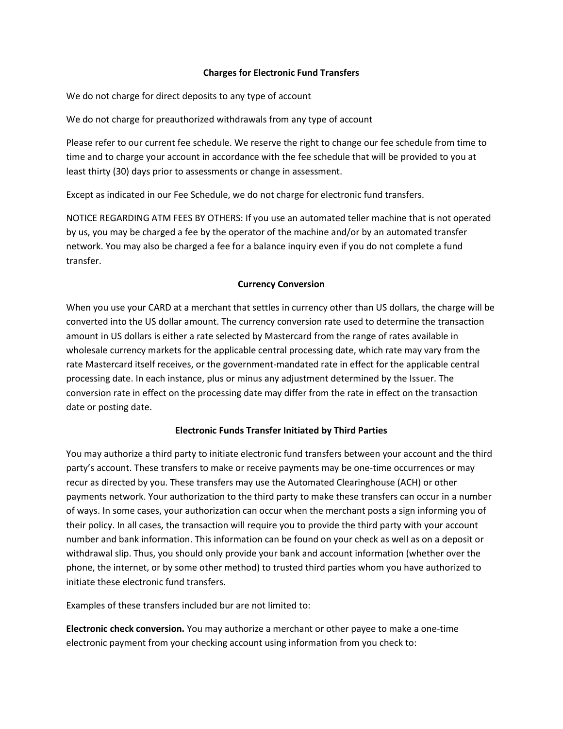### Charges for Electronic Fund Transfers

We do not charge for direct deposits to any type of account

We do not charge for preauthorized withdrawals from any type of account

Please refer to our current fee schedule. We reserve the right to change our fee schedule from time to time and to charge your account in accordance with the fee schedule that will be provided to you at least thirty (30) days prior to assessments or change in assessment.

Except as indicated in our Fee Schedule, we do not charge for electronic fund transfers.

NOTICE REGARDING ATM FEES BY OTHERS: If you use an automated teller machine that is not operated by us, you may be charged a fee by the operator of the machine and/or by an automated transfer network. You may also be charged a fee for a balance inquiry even if you do not complete a fund transfer.

### Currency Conversion

When you use your CARD at a merchant that settles in currency other than US dollars, the charge will be converted into the US dollar amount. The currency conversion rate used to determine the transaction amount in US dollars is either a rate selected by Mastercard from the range of rates available in wholesale currency markets for the applicable central processing date, which rate may vary from the rate Mastercard itself receives, or the government-mandated rate in effect for the applicable central processing date. In each instance, plus or minus any adjustment determined by the Issuer. The conversion rate in effect on the processing date may differ from the rate in effect on the transaction date or posting date.

### Electronic Funds Transfer Initiated by Third Parties

You may authorize a third party to initiate electronic fund transfers between your account and the third party's account. These transfers to make or receive payments may be one-time occurrences or may recur as directed by you. These transfers may use the Automated Clearinghouse (ACH) or other payments network. Your authorization to the third party to make these transfers can occur in a number of ways. In some cases, your authorization can occur when the merchant posts a sign informing you of their policy. In all cases, the transaction will require you to provide the third party with your account number and bank information. This information can be found on your check as well as on a deposit or withdrawal slip. Thus, you should only provide your bank and account information (whether over the phone, the internet, or by some other method) to trusted third parties whom you have authorized to initiate these electronic fund transfers.

Examples of these transfers included bur are not limited to:

**Electronic check conversion.** You may authorize a merchant or other payee to make a one-time electronic payment from your checking account using information from you check to: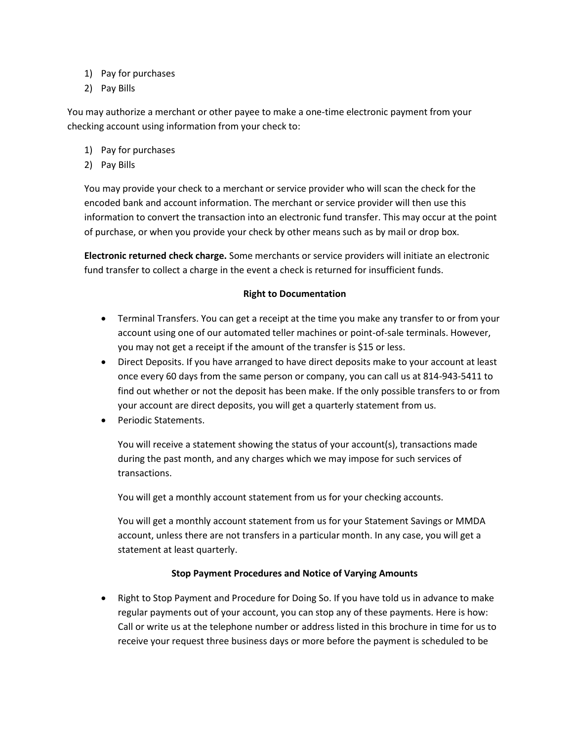1) Pay for purchases
2) Pay Bills

You may authorize a merchant or other payee to make a one-time electronic payment from your checking account using information from your check to:

1) Pay for purchases
2) Pay Bills

You may provide your check to a merchant or service provider who will scan the check for the encoded bank and account information. The merchant or service provider will then use this information to convert the transaction into an electronic fund transfer. This may occur at the point of purchase, or when you provide your check by other means such as by mail or drop box.

**Electronic returned check charge.** Some merchants or service providers will initiate an electronic fund transfer to collect a charge in the event a check is returned for insufficient funds.

**Right to Documentation**

- Terminal Transfers. You can get a receipt at the time you make any transfer to or from your account using one of our automated teller machines or point-of-sale terminals. However, you may not get a receipt if the amount of the transfer is $15 or less.
- Direct Deposits. If you have arranged to have direct deposits make to your account at least once every 60 days from the same person or company, you can call us at 814-943-5411 to find out whether or not the deposit has been make. If the only possible transfers to or from your account are direct deposits, you will get a quarterly statement from us.
- Periodic Statements.

  You will receive a statement showing the status of your account(s), transactions made during the past month, and any charges which we may impose for such services of transactions.

  You will get a monthly account statement from us for your checking accounts.

  You will get a monthly account statement from us for your Statement Savings or MMDA account, unless there are not transfers in a particular month. In any case, you will get a statement at least quarterly.

**Stop Payment Procedures and Notice of Varying Amounts**

- Right to Stop Payment and Procedure for Doing So. If you have told us in advance to make regular payments out of your account, you can stop any of these payments. Here is how: Call or write us at the telephone number or address listed in this brochure in time for us to receive your request three business days or more before the payment is scheduled to be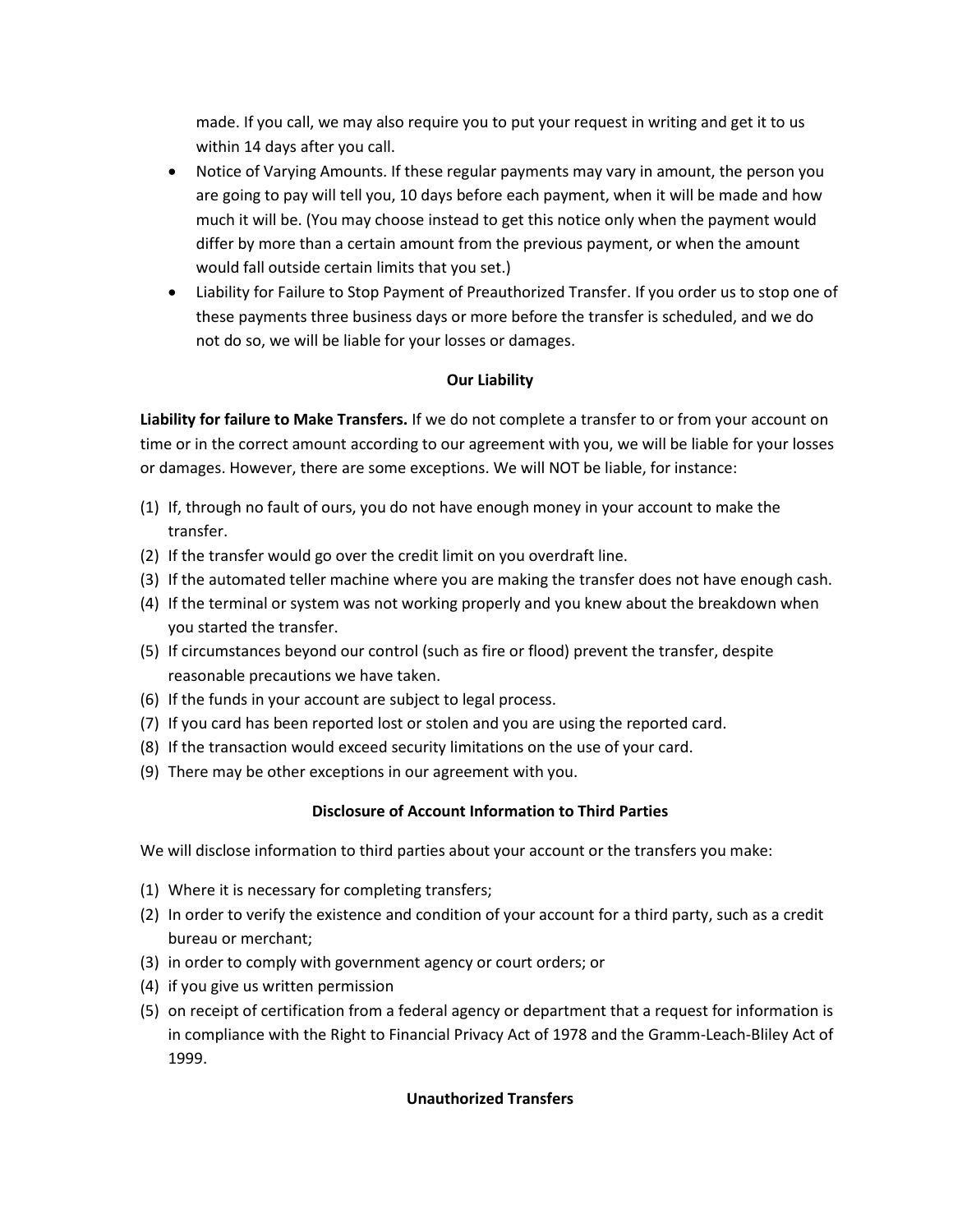made. If you call, we may also require you to put your request in writing and get it to us within 14 days after you call.

- Notice of Varying Amounts. If these regular payments may vary in amount, the person you are going to pay will tell you, 10 days before each payment, when it will be made and how much it will be. (You may choose instead to get this notice only when the payment would differ by more than a certain amount from the previous payment, or when the amount would fall outside certain limits that you set.)
- Liability for Failure to Stop Payment of Preauthorized Transfer. If you order us to stop one of these payments three business days or more before the transfer is scheduled, and we do not do so, we will be liable for your losses or damages.

**Our Liability**

**Liability for failure to Make Transfers.** If we do not complete a transfer to or from your account on time or in the correct amount according to our agreement with you, we will be liable for your losses or damages. However, there are some exceptions. We will NOT be liable, for instance:

(1) If, through no fault of ours, you do not have enough money in your account to make the transfer.
(2) If the transfer would go over the credit limit on you overdraft line.
(3) If the automated teller machine where you are making the transfer does not have enough cash.
(4) If the terminal or system was not working properly and you knew about the breakdown when you started the transfer.
(5) If circumstances beyond our control (such as fire or flood) prevent the transfer, despite reasonable precautions we have taken.
(6) If the funds in your account are subject to legal process.
(7) If you card has been reported lost or stolen and you are using the reported card.
(8) If the transaction would exceed security limitations on the use of your card.
(9) There may be other exceptions in our agreement with you.

**Disclosure of Account Information to Third Parties**

We will disclose information to third parties about your account or the transfers you make:

(1) Where it is necessary for completing transfers;
(2) In order to verify the existence and condition of your account for a third party, such as a credit bureau or merchant;
(3) in order to comply with government agency or court orders; or
(4) if you give us written permission
(5) on receipt of certification from a federal agency or department that a request for information is in compliance with the Right to Financial Privacy Act of 1978 and the Gramm-Leach-Bliley Act of 1999.

**Unauthorized Transfers**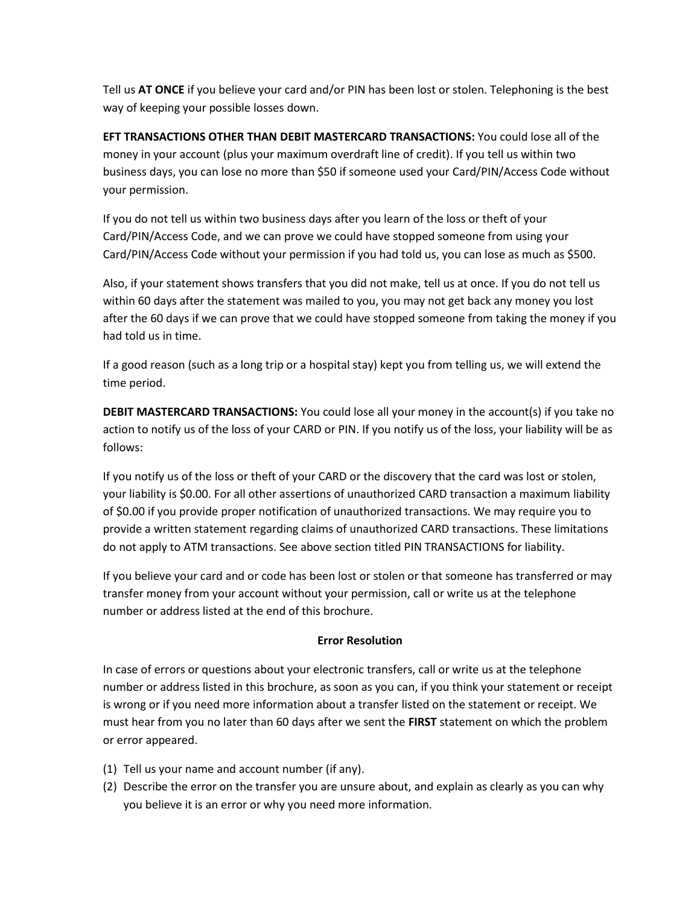Tell us **AT ONCE** if you believe your card and/or PIN has been lost or stolen. Telephoning is the best way of keeping your possible losses down.

**EFT TRANSACTIONS OTHER THAN DEBIT MASTERCARD TRANSACTIONS:** You could lose all of the money in your account (plus your maximum overdraft line of credit). If you tell us within two business days, you can lose no more than $50 if someone used your Card/PIN/Access Code without your permission.

If you do not tell us within two business days after you learn of the loss or theft of your Card/PIN/Access Code, and we can prove we could have stopped someone from using your Card/PIN/Access Code without your permission if you had told us, you can lose as much as $500.

Also, if your statement shows transfers that you did not make, tell us at once. If you do not tell us within 60 days after the statement was mailed to you, you may not get back any money you lost after the 60 days if we can prove that we could have stopped someone from taking the money if you had told us in time.

If a good reason (such as a long trip or a hospital stay) kept you from telling us, we will extend the time period.

**DEBIT MASTERCARD TRANSACTIONS:** You could lose all your money in the account(s) if you take no action to notify us of the loss of your CARD or PIN. If you notify us of the loss, your liability will be as follows:

If you notify us of the loss or theft of your CARD or the discovery that the card was lost or stolen, your liability is $0.00. For all other assertions of unauthorized CARD transaction a maximum liability of $0.00 if you provide proper notification of unauthorized transactions. We may require you to provide a written statement regarding claims of unauthorized CARD transactions. These limitations do not apply to ATM transactions. See above section titled PIN TRANSACTIONS for liability.

If you believe your card and or code has been lost or stolen or that someone has transferred or may transfer money from your account without your permission, call or write us at the telephone number or address listed at the end of this brochure.

## Error Resolution

In case of errors or questions about your electronic transfers, call or write us at the telephone number or address listed in this brochure, as soon as you can, if you think your statement or receipt is wrong or if you need more information about a transfer listed on the statement or receipt. We must hear from you no later than 60 days after we sent the **FIRST** statement on which the problem or error appeared.

(1) Tell us your name and account number (if any).
(2) Describe the error on the transfer you are unsure about, and explain as clearly as you can why you believe it is an error or why you need more information.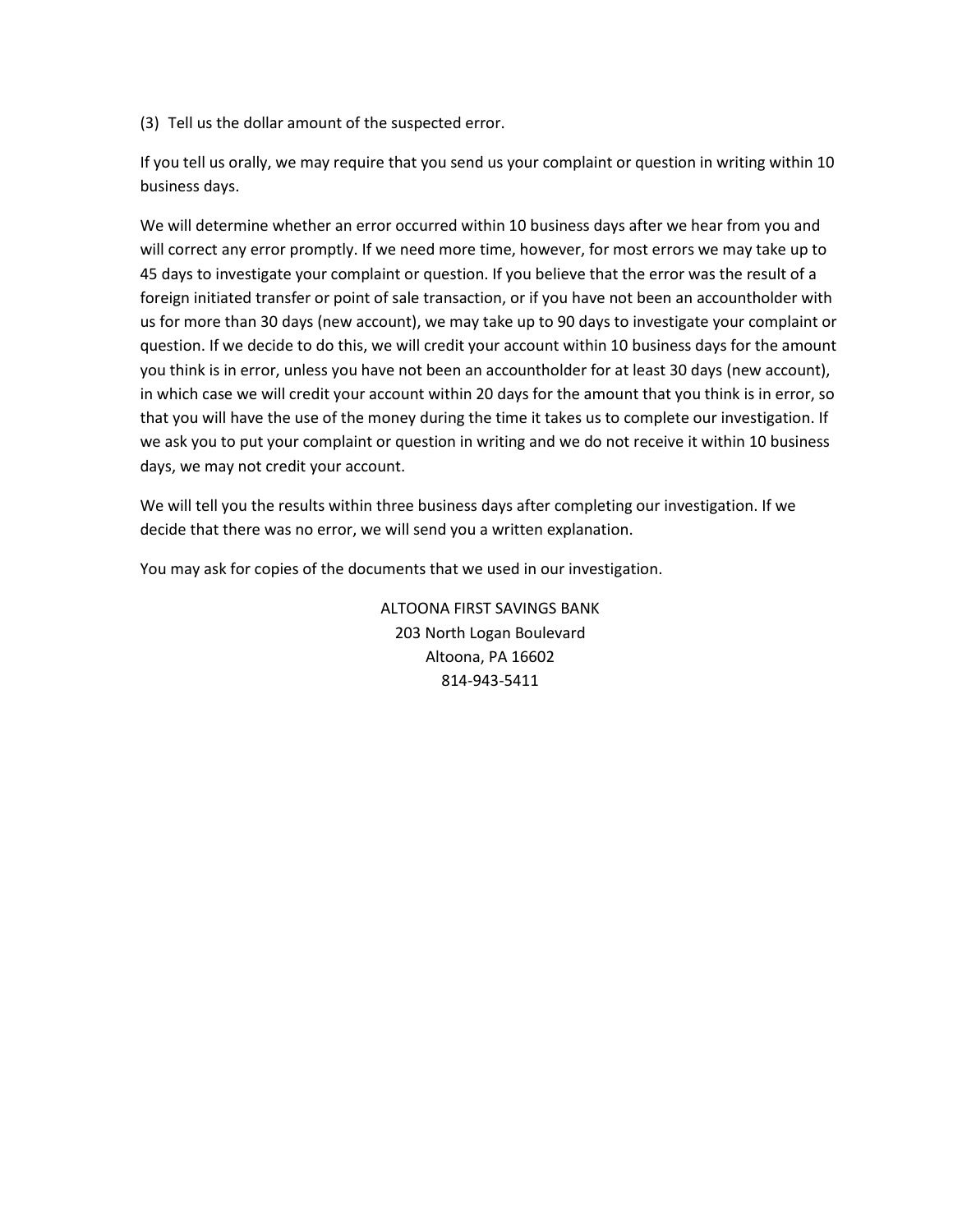(3) Tell us the dollar amount of the suspected error.

If you tell us orally, we may require that you send us your complaint or question in writing within 10 business days.

We will determine whether an error occurred within 10 business days after we hear from you and will correct any error promptly. If we need more time, however, for most errors we may take up to 45 days to investigate your complaint or question. If you believe that the error was the result of a foreign initiated transfer or point of sale transaction, or if you have not been an accountholder with us for more than 30 days (new account), we may take up to 90 days to investigate your complaint or question. If we decide to do this, we will credit your account within 10 business days for the amount you think is in error, unless you have not been an accountholder for at least 30 days (new account), in which case we will credit your account within 20 days for the amount that you think is in error, so that you will have the use of the money during the time it takes us to complete our investigation. If we ask you to put your complaint or question in writing and we do not receive it within 10 business days, we may not credit your account.

We will tell you the results within three business days after completing our investigation. If we decide that there was no error, we will send you a written explanation.

You may ask for copies of the documents that we used in our investigation.

ALTOONA FIRST SAVINGS BANK
203 North Logan Boulevard
Altoona, PA 16602
814-943-5411